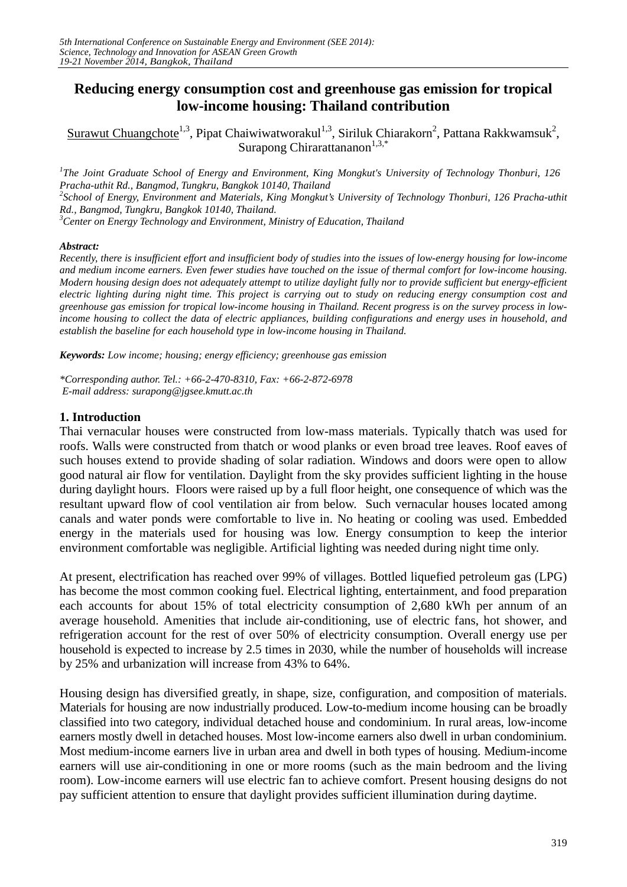# Reducing energy consumption cost and greenhouse gas emission for tropical low-income housing: Thailand contribution

Surawut Chuangchote[1,3], Pipat Chaiwiwatworakul[1,3], Siriluk Chiarakorn[2], Pattana Rakkwamsuk[2], Surapong Chirarattananon[1,3,*]

[1]*The Joint Graduate School of Energy and Environment, King Mongkut's University of Technology Thonburi, 126 Pracha-uthit Rd., Bangmod, Tungkru, Bangkok 10140, Thailand*
[2]*School of Energy, Environment and Materials, King Mongkut's University of Technology Thonburi, 126 Pracha-uthit Rd., Bangmod, Tungkru, Bangkok 10140, Thailand.*
[3]*Center on Energy Technology and Environment, Ministry of Education, Thailand*

***Abstract:***
*Recently, there is insufficient effort and insufficient body of studies into the issues of low-energy housing for low-income and medium income earners. Even fewer studies have touched on the issue of thermal comfort for low-income housing. Modern housing design does not adequately attempt to utilize daylight fully nor to provide sufficient but energy-efficient electric lighting during night time. This project is carrying out to study on reducing energy consumption cost and greenhouse gas emission for tropical low-income housing in Thailand. Recent progress is on the survey process in low-income housing to collect the data of electric appliances, building configurations and energy uses in household, and establish the baseline for each household type in low-income housing in Thailand.*

***Keywords:*** *Low income; housing; energy efficiency; greenhouse gas emission*

*\*Corresponding author. Tel.: +66-2-470-8310, Fax: +66-2-872-6978*
*E-mail address: surapong@jgsee.kmutt.ac.th*

## 1. Introduction

Thai vernacular houses were constructed from low-mass materials. Typically thatch was used for roofs. Walls were constructed from thatch or wood planks or even broad tree leaves. Roof eaves of such houses extend to provide shading of solar radiation. Windows and doors were open to allow good natural air flow for ventilation. Daylight from the sky provides sufficient lighting in the house during daylight hours. Floors were raised up by a full floor height, one consequence of which was the resultant upward flow of cool ventilation air from below. Such vernacular houses located among canals and water ponds were comfortable to live in. No heating or cooling was used. Embedded energy in the materials used for housing was low. Energy consumption to keep the interior environment comfortable was negligible. Artificial lighting was needed during night time only.

At present, electrification has reached over 99% of villages. Bottled liquefied petroleum gas (LPG) has become the most common cooking fuel. Electrical lighting, entertainment, and food preparation each accounts for about 15% of total electricity consumption of 2,680 kWh per annum of an average household. Amenities that include air-conditioning, use of electric fans, hot shower, and refrigeration account for the rest of over 50% of electricity consumption. Overall energy use per household is expected to increase by 2.5 times in 2030, while the number of households will increase by 25% and urbanization will increase from 43% to 64%.

Housing design has diversified greatly, in shape, size, configuration, and composition of materials. Materials for housing are now industrially produced. Low-to-medium income housing can be broadly classified into two category, individual detached house and condominium. In rural areas, low-income earners mostly dwell in detached houses. Most low-income earners also dwell in urban condominium. Most medium-income earners live in urban area and dwell in both types of housing. Medium-income earners will use air-conditioning in one or more rooms (such as the main bedroom and the living room). Low-income earners will use electric fan to achieve comfort. Present housing designs do not pay sufficient attention to ensure that daylight provides sufficient illumination during daytime.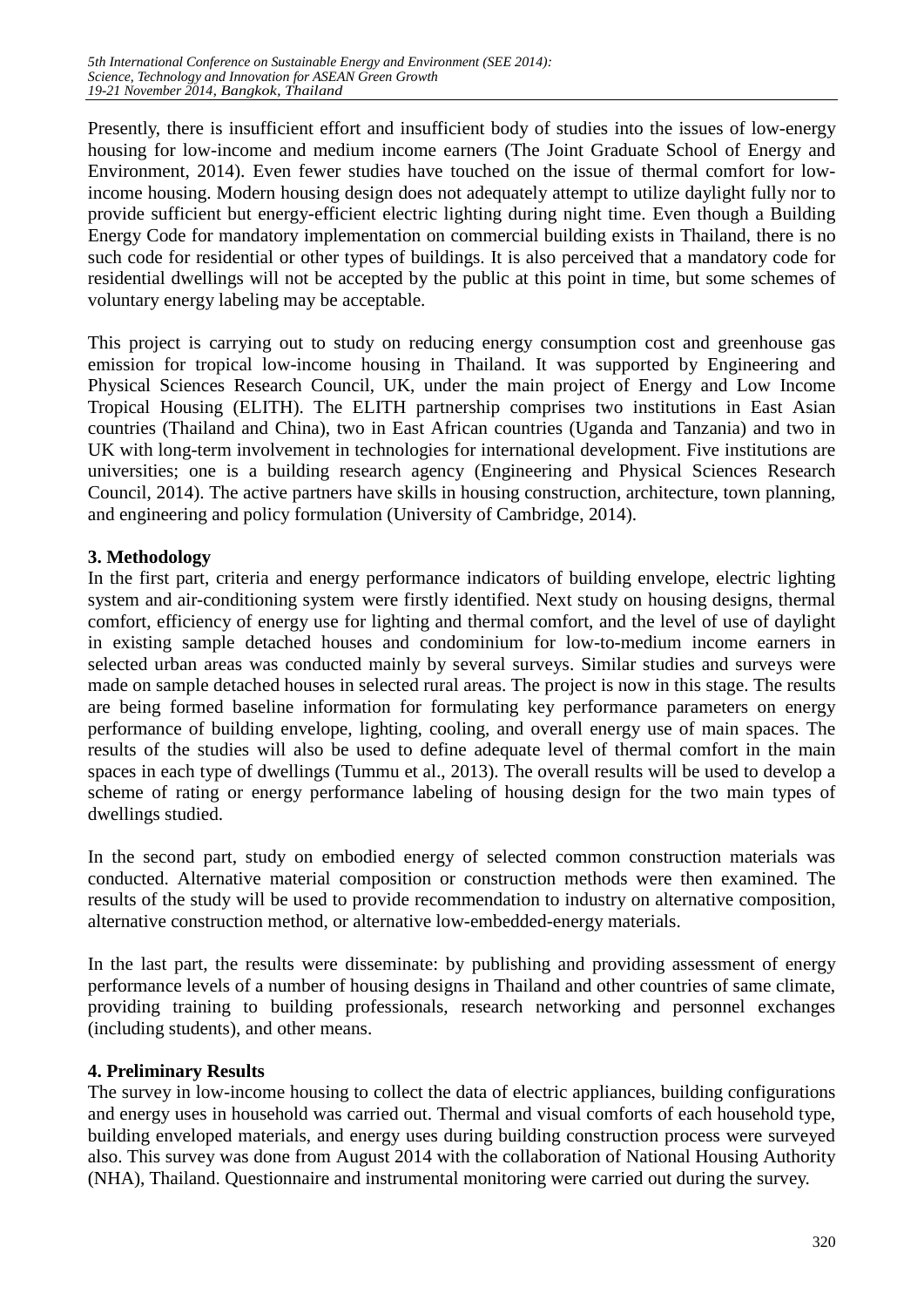Presently, there is insufficient effort and insufficient body of studies into the issues of low-energy housing for low-income and medium income earners (The Joint Graduate School of Energy and Environment, 2014). Even fewer studies have touched on the issue of thermal comfort for low-income housing. Modern housing design does not adequately attempt to utilize daylight fully nor to provide sufficient but energy-efficient electric lighting during night time. Even though a Building Energy Code for mandatory implementation on commercial building exists in Thailand, there is no such code for residential or other types of buildings. It is also perceived that a mandatory code for residential dwellings will not be accepted by the public at this point in time, but some schemes of voluntary energy labeling may be acceptable.

This project is carrying out to study on reducing energy consumption cost and greenhouse gas emission for tropical low-income housing in Thailand. It was supported by Engineering and Physical Sciences Research Council, UK, under the main project of Energy and Low Income Tropical Housing (ELITH). The ELITH partnership comprises two institutions in East Asian countries (Thailand and China), two in East African countries (Uganda and Tanzania) and two in UK with long-term involvement in technologies for international development. Five institutions are universities; one is a building research agency (Engineering and Physical Sciences Research Council, 2014). The active partners have skills in housing construction, architecture, town planning, and engineering and policy formulation (University of Cambridge, 2014).

## 3. Methodology

In the first part, criteria and energy performance indicators of building envelope, electric lighting system and air-conditioning system were firstly identified. Next study on housing designs, thermal comfort, efficiency of energy use for lighting and thermal comfort, and the level of use of daylight in existing sample detached houses and condominium for low-to-medium income earners in selected urban areas was conducted mainly by several surveys. Similar studies and surveys were made on sample detached houses in selected rural areas. The project is now in this stage. The results are being formed baseline information for formulating key performance parameters on energy performance of building envelope, lighting, cooling, and overall energy use of main spaces. The results of the studies will also be used to define adequate level of thermal comfort in the main spaces in each type of dwellings (Tummu et al., 2013). The overall results will be used to develop a scheme of rating or energy performance labeling of housing design for the two main types of dwellings studied.

In the second part, study on embodied energy of selected common construction materials was conducted. Alternative material composition or construction methods were then examined. The results of the study will be used to provide recommendation to industry on alternative composition, alternative construction method, or alternative low-embedded-energy materials.

In the last part, the results were disseminate: by publishing and providing assessment of energy performance levels of a number of housing designs in Thailand and other countries of same climate, providing training to building professionals, research networking and personnel exchanges (including students), and other means.

## 4. Preliminary Results

The survey in low-income housing to collect the data of electric appliances, building configurations and energy uses in household was carried out. Thermal and visual comforts of each household type, building enveloped materials, and energy uses during building construction process were surveyed also. This survey was done from August 2014 with the collaboration of National Housing Authority (NHA), Thailand. Questionnaire and instrumental monitoring were carried out during the survey.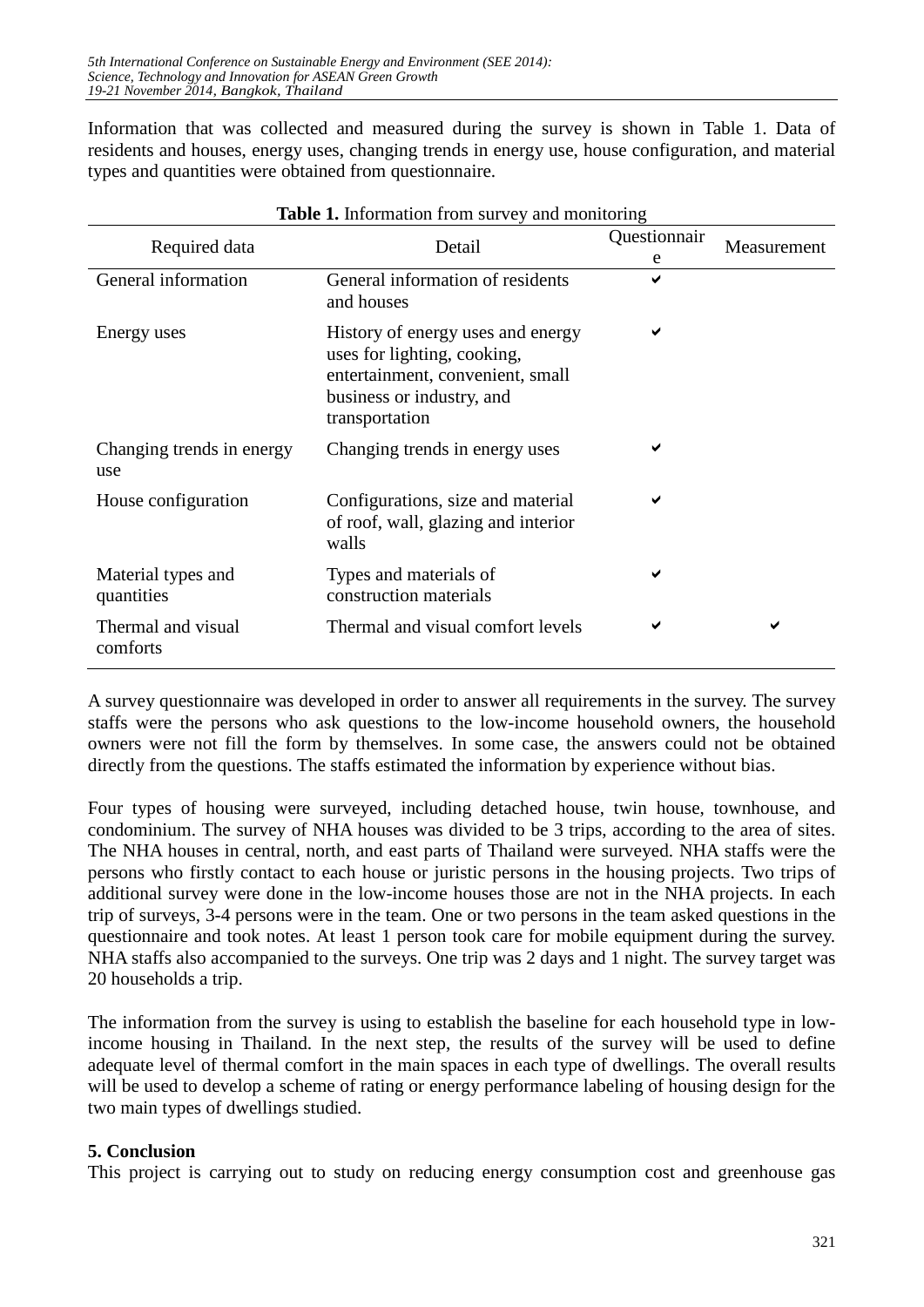Information that was collected and measured during the survey is shown in Table 1. Data of residents and houses, energy uses, changing trends in energy use, house configuration, and material types and quantities were obtained from questionnaire.

**Table 1.** Information from survey and monitoring

| Required data | Detail | Questionnaire | Measurement |
| --- | --- | --- | --- |
| General information | General information of residents and houses | ✔ | |
| Energy uses | History of energy uses and energy uses for lighting, cooking, entertainment, convenient, small business or industry, and transportation | ✔ | |
| Changing trends in energy use | Changing trends in energy uses | ✔ | |
| House configuration | Configurations, size and material of roof, wall, glazing and interior walls | ✔ | |
| Material types and quantities | Types and materials of construction materials | ✔ | |
| Thermal and visual comforts | Thermal and visual comfort levels | ✔ | ✔ |

A survey questionnaire was developed in order to answer all requirements in the survey. The survey staffs were the persons who ask questions to the low-income household owners, the household owners were not fill the form by themselves. In some case, the answers could not be obtained directly from the questions. The staffs estimated the information by experience without bias.

Four types of housing were surveyed, including detached house, twin house, townhouse, and condominium. The survey of NHA houses was divided to be 3 trips, according to the area of sites. The NHA houses in central, north, and east parts of Thailand were surveyed. NHA staffs were the persons who firstly contact to each house or juristic persons in the housing projects. Two trips of additional survey were done in the low-income houses those are not in the NHA projects. In each trip of surveys, 3-4 persons were in the team. One or two persons in the team asked questions in the questionnaire and took notes. At least 1 person took care for mobile equipment during the survey. NHA staffs also accompanied to the surveys. One trip was 2 days and 1 night. The survey target was 20 households a trip.

The information from the survey is using to establish the baseline for each household type in low-income housing in Thailand. In the next step, the results of the survey will be used to define adequate level of thermal comfort in the main spaces in each type of dwellings. The overall results will be used to develop a scheme of rating or energy performance labeling of housing design for the two main types of dwellings studied.

## 5. Conclusion

This project is carrying out to study on reducing energy consumption cost and greenhouse gas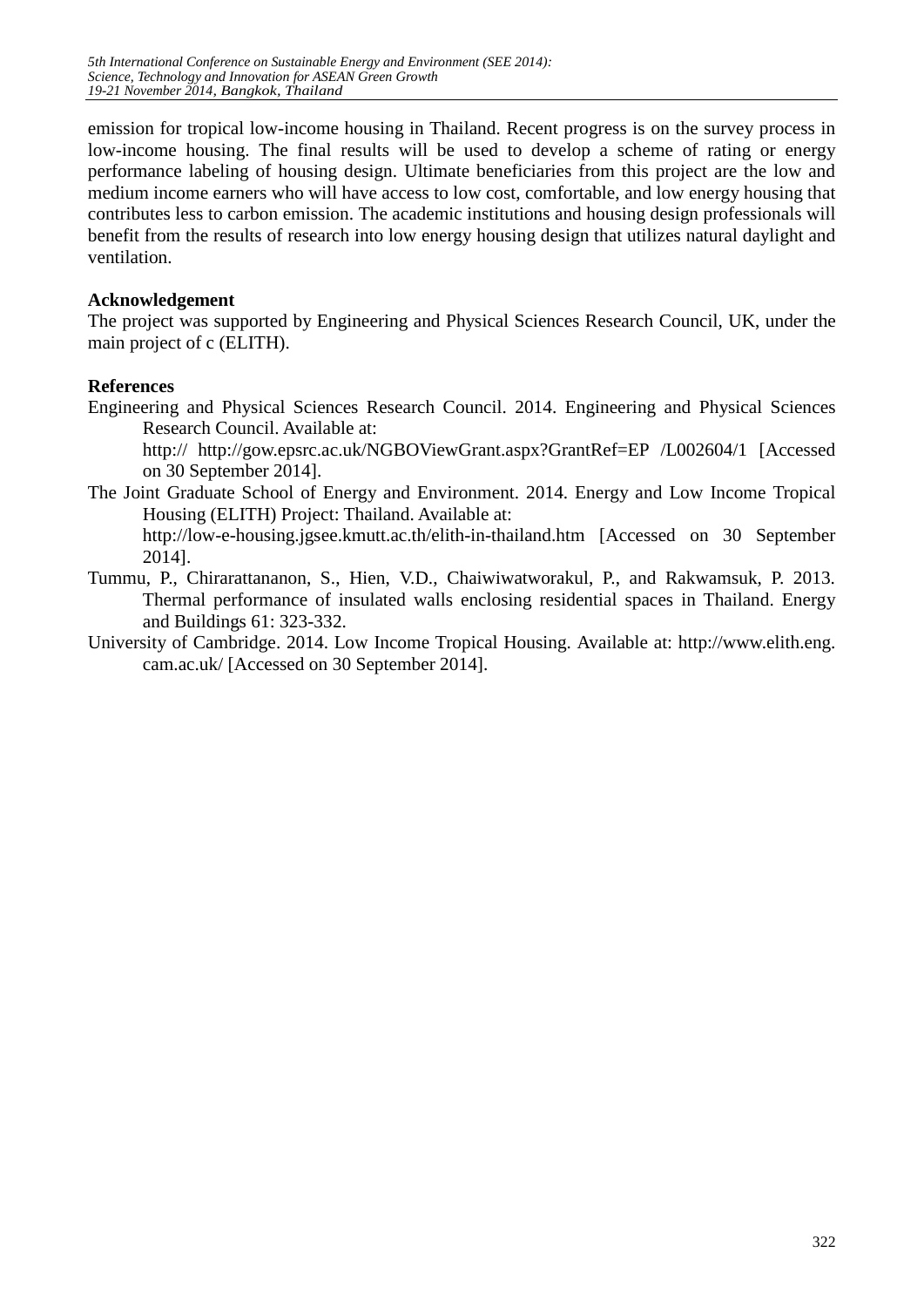emission for tropical low-income housing in Thailand. Recent progress is on the survey process in low-income housing. The final results will be used to develop a scheme of rating or energy performance labeling of housing design. Ultimate beneficiaries from this project are the low and medium income earners who will have access to low cost, comfortable, and low energy housing that contributes less to carbon emission. The academic institutions and housing design professionals will benefit from the results of research into low energy housing design that utilizes natural daylight and ventilation.

**Acknowledgement**

The project was supported by Engineering and Physical Sciences Research Council, UK, under the main project of c (ELITH).

**References**

Engineering and Physical Sciences Research Council. 2014. Engineering and Physical Sciences Research Council. Available at: http:// http://gow.epsrc.ac.uk/NGBOViewGrant.aspx?GrantRef=EP /L002604/1 [Accessed on 30 September 2014].

The Joint Graduate School of Energy and Environment. 2014. Energy and Low Income Tropical Housing (ELITH) Project: Thailand. Available at: http://low-e-housing.jgsee.kmutt.ac.th/elith-in-thailand.htm [Accessed on 30 September 2014].

Tummu, P., Chirarattananon, S., Hien, V.D., Chaiwiwatworakul, P., and Rakwamsuk, P. 2013. Thermal performance of insulated walls enclosing residential spaces in Thailand. Energy and Buildings 61: 323-332.

University of Cambridge. 2014. Low Income Tropical Housing. Available at: http://www.elith.eng.cam.ac.uk/ [Accessed on 30 September 2014].